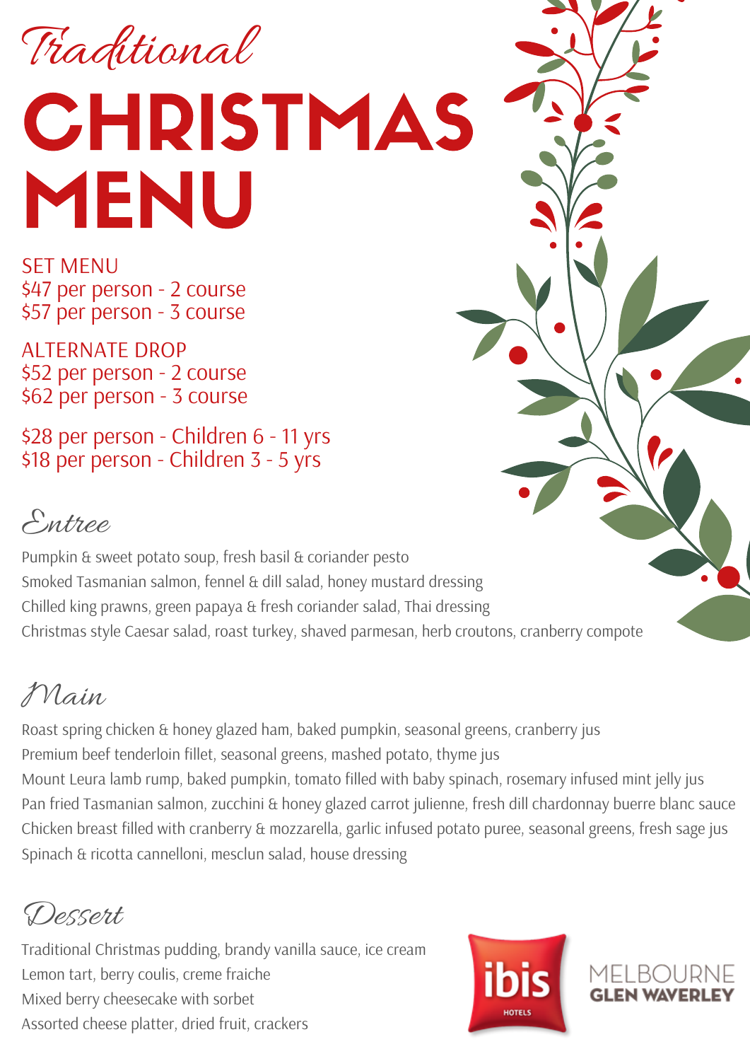# Traditional

# CHRISTMAS MENU

SET MENU
$47 per person - 2 course
$57 per person - 3 course

ALTERNATE DROP
$52 per person - 2 course
$62 per person - 3 course

$28 per person - Children 6 - 11 yrs
$18 per person - Children 3 - 5 yrs

## Entree

Pumpkin & sweet potato soup, fresh basil & coriander pesto
Smoked Tasmanian salmon, fennel & dill salad, honey mustard dressing
Chilled king prawns, green papaya & fresh coriander salad, Thai dressing
Christmas style Caesar salad, roast turkey, shaved parmesan, herb croutons, cranberry compote

## Main

Roast spring chicken & honey glazed ham, baked pumpkin, seasonal greens, cranberry jus
Premium beef tenderloin fillet, seasonal greens, mashed potato, thyme jus
Mount Leura lamb rump, baked pumpkin, tomato filled with baby spinach, rosemary infused mint jelly jus
Pan fried Tasmanian salmon, zucchini & honey glazed carrot julienne, fresh dill chardonnay buerre blanc sauce
Chicken breast filled with cranberry & mozzarella, garlic infused potato puree, seasonal greens, fresh sage jus
Spinach & ricotta cannelloni, mesclun salad, house dressing

## Dessert

Traditional Christmas pudding, brandy vanilla sauce, ice cream
Lemon tart, berry coulis, creme fraiche
Mixed berry cheesecake with sorbet
Assorted cheese platter, dried fruit, crackers

ibis HOTELS MELBOURNE GLEN WAVERLEY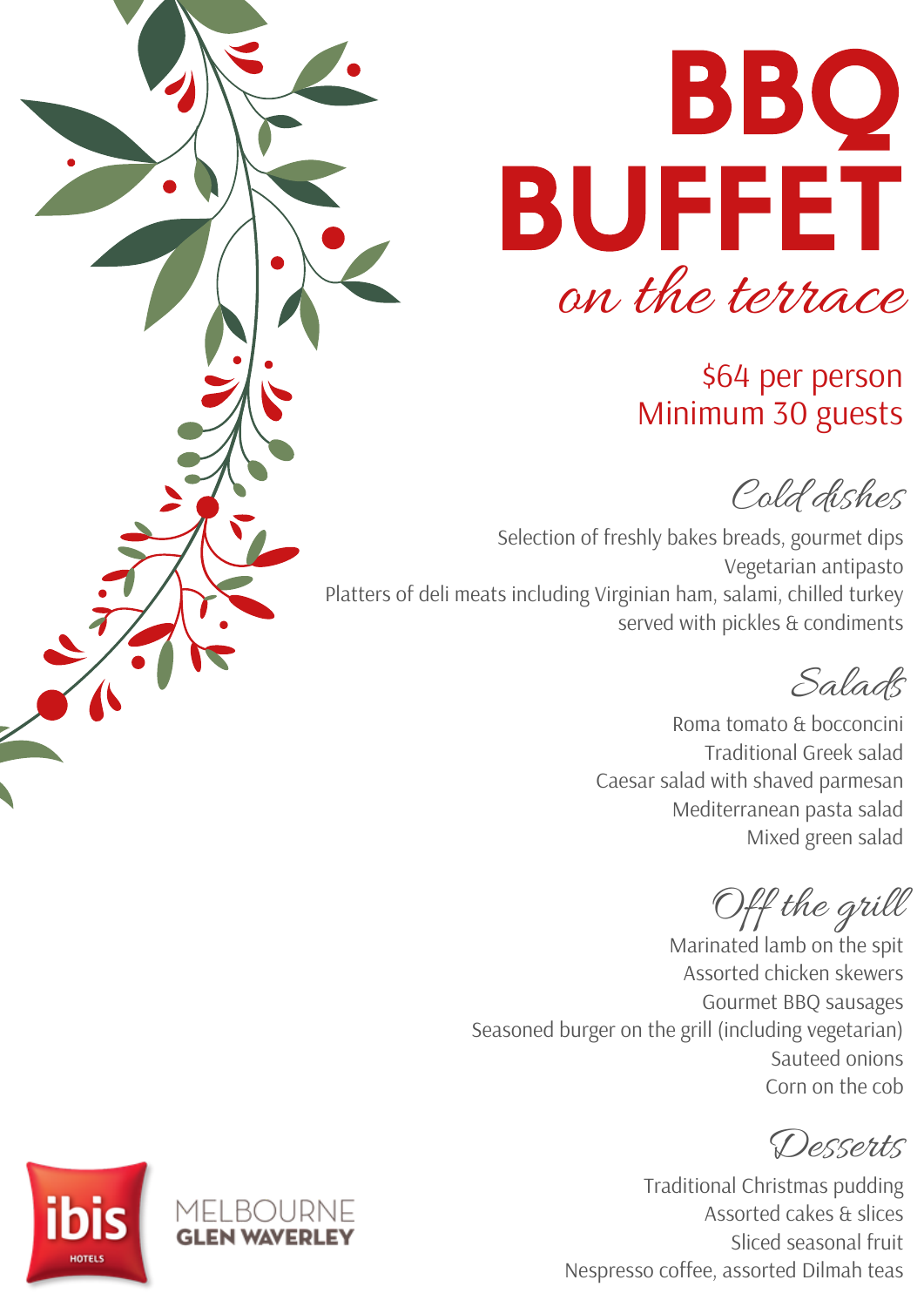# BBQ BUFFET

*on the terrace*

$64 per person
Minimum 30 guests

## *Cold dishes*

Selection of freshly bakes breads, gourmet dips
Vegetarian antipasto
Platters of deli meats including Virginian ham, salami, chilled turkey
served with pickles & condiments

## *Salads*

Roma tomato & bocconcini
Traditional Greek salad
Caesar salad with shaved parmesan
Mediterranean pasta salad
Mixed green salad

## *Off the grill*

Marinated lamb on the spit
Assorted chicken skewers
Gourmet BBQ sausages
Seasoned burger on the grill (including vegetarian)
Sauteed onions
Corn on the cob

## *Desserts*

Traditional Christmas pudding
Assorted cakes & slices
Sliced seasonal fruit
Nespresso coffee, assorted Dilmah teas

ibis HOTELS
MELBOURNE
**GLEN WAVERLEY**